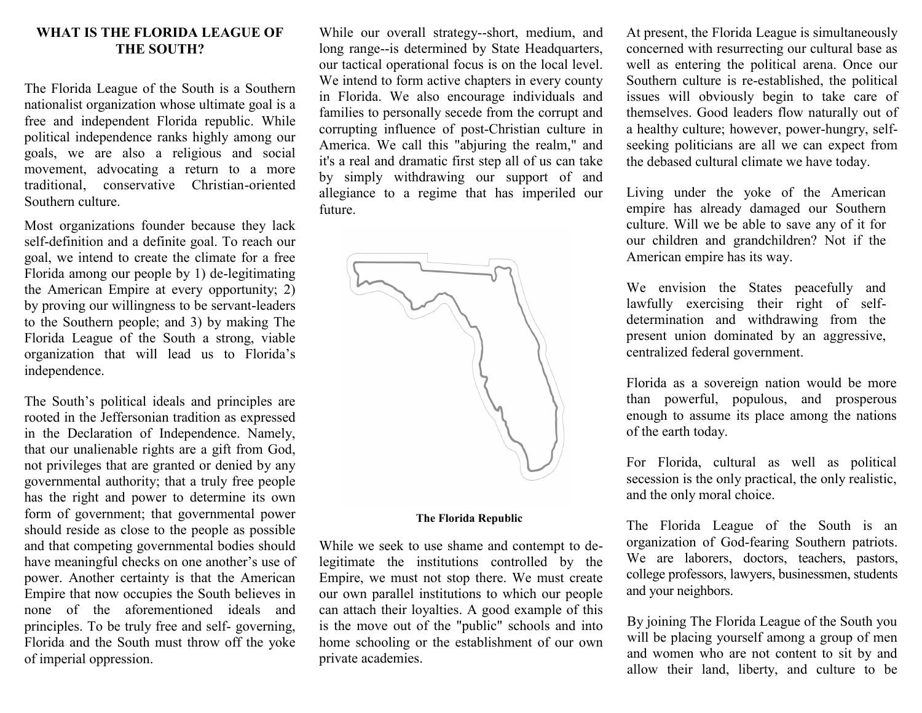## WHAT IS THE FLORIDA LEAGUE OF THE SOUTH?

The Florida League of the South is a Southern nationalist organization whose ultimate goal is a free and independent Florida republic. While political independence ranks highly among our goals, we are also a religious and social movement, advocating a return to a more traditional, conservative Christian-oriented Southern culture.

Most organizations founder because they lack self-definition and a definite goal. To reach our goal, we intend to create the climate for a free Florida among our people by 1) de-legitimating the American Empire at every opportunity; 2) by proving our willingness to be servant-leaders to the Southern people; and 3) by making The Florida League of the South a strong, viable organization that will lead us to Florida's independence.

The South's political ideals and principles are rooted in the Jeffersonian tradition as expressed in the Declaration of Independence. Namely, that our unalienable rights are a gift from God, not privileges that are granted or denied by any governmental authority; that a truly free people has the right and power to determine its own form of government; that governmental power should reside as close to the people as possible and that competing governmental bodies should have meaningful checks on one another's use of power. Another certainty is that the American Empire that now occupies the South believes in none of the aforementioned ideals and principles. To be truly free and self- governing, Florida and the South must throw off the yoke of imperial oppression.

While our overall strategy--short, medium, and long range--is determined by State Headquarters, our tactical operational focus is on the local level. We intend to form active chapters in every county in Florida. We also encourage individuals and families to personally secede from the corrupt and corrupting influence of post-Christian culture in America. We call this "abjuring the realm," and it's a real and dramatic first step all of us can take by simply withdrawing our support of and allegiance to a regime that has imperiled our future.

**The Florida Republic**

While we seek to use shame and contempt to de-legitimate the institutions controlled by the Empire, we must not stop there. We must create our own parallel institutions to which our people can attach their loyalties. A good example of this is the move out of the "public" schools and into home schooling or the establishment of our own private academies.

At present, the Florida League is simultaneously concerned with resurrecting our cultural base as well as entering the political arena. Once our Southern culture is re-established, the political issues will obviously begin to take care of themselves. Good leaders flow naturally out of a healthy culture; however, power-hungry, self-seeking politicians are all we can expect from the debased cultural climate we have today.

Living under the yoke of the American empire has already damaged our Southern culture. Will we be able to save any of it for our children and grandchildren? Not if the American empire has its way.

We envision the States peacefully and lawfully exercising their right of self-determination and withdrawing from the present union dominated by an aggressive, centralized federal government.

Florida as a sovereign nation would be more than powerful, populous, and prosperous enough to assume its place among the nations of the earth today.

For Florida, cultural as well as political secession is the only practical, the only realistic, and the only moral choice.

The Florida League of the South is an organization of God-fearing Southern patriots. We are laborers, doctors, teachers, pastors, college professors, lawyers, businessmen, students and your neighbors.

By joining The Florida League of the South you will be placing yourself among a group of men and women who are not content to sit by and allow their land, liberty, and culture to be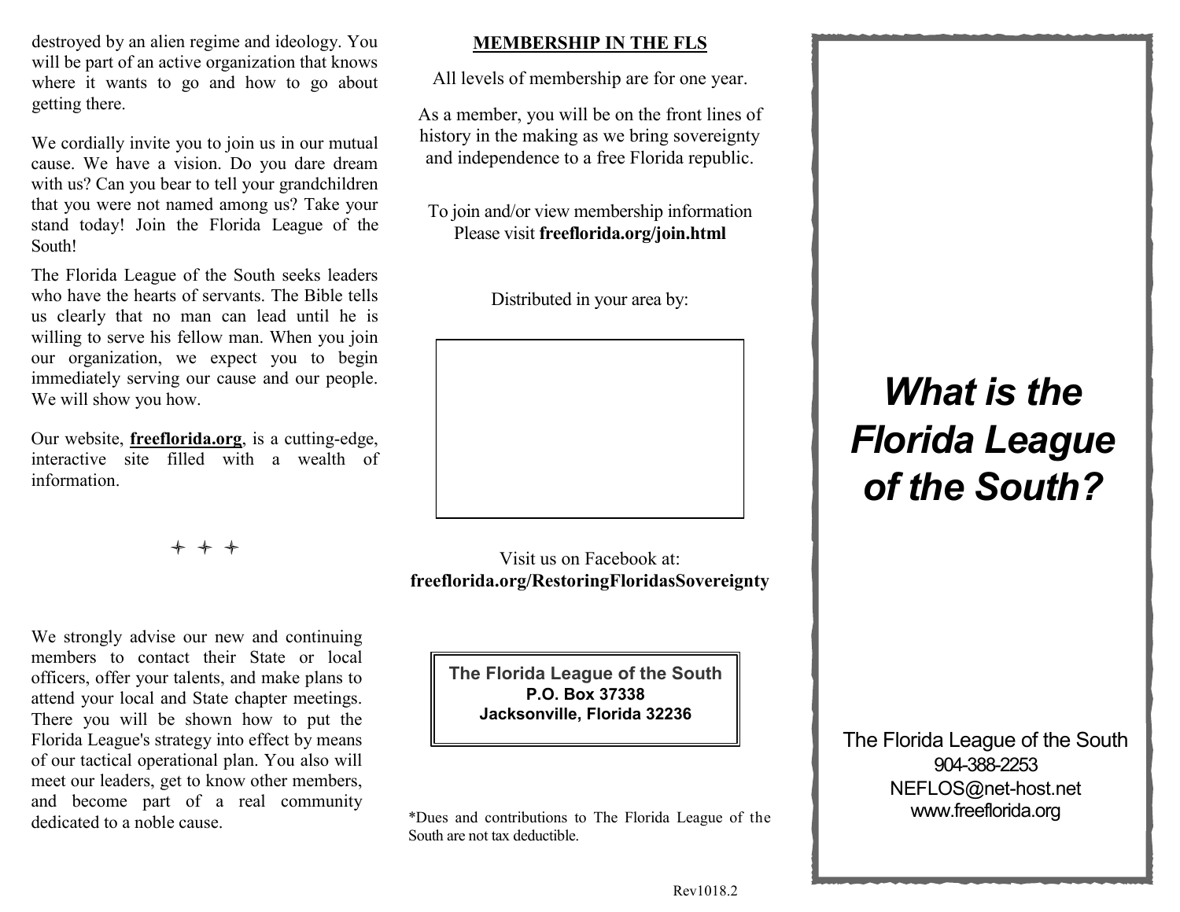destroyed by an alien regime and ideology. You will be part of an active organization that knows where it wants to go and how to go about getting there.

We cordially invite you to join us in our mutual cause. We have a vision. Do you dare dream with us? Can you bear to tell your grandchildren that you were not named among us? Take your stand today! Join the Florida League of the South!

The Florida League of the South seeks leaders who have the hearts of servants. The Bible tells us clearly that no man can lead until he is willing to serve his fellow man. When you join our organization, we expect you to begin immediately serving our cause and our people. We will show you how.

Our website, **freeflorida.org**, is a cutting-edge, interactive site filled with a wealth of information.

✦ ✦ ✦

We strongly advise our new and continuing members to contact their State or local officers, offer your talents, and make plans to attend your local and State chapter meetings. There you will be shown how to put the Florida League's strategy into effect by means of our tactical operational plan. You also will meet our leaders, get to know other members, and become part of a real community dedicated to a noble cause.

## MEMBERSHIP IN THE FLS

All levels of membership are for one year.

As a member, you will be on the front lines of history in the making as we bring sovereignty and independence to a free Florida republic.

To join and/or view membership information
Please visit **freeflorida.org/join.html**

Distributed in your area by:

Visit us on Facebook at:
**freeflorida.org/RestoringFloridasSovereignty**

**The Florida League of the South**
**P.O. Box 37338**
**Jacksonville, Florida 32236**

*Dues and contributions to The Florida League of the South are not tax deductible.

Rev1018.2

# *What is the Florida League of the South?*

The Florida League of the South
904-388-2253
NEFLOS@net-host.net
www.freeflorida.org